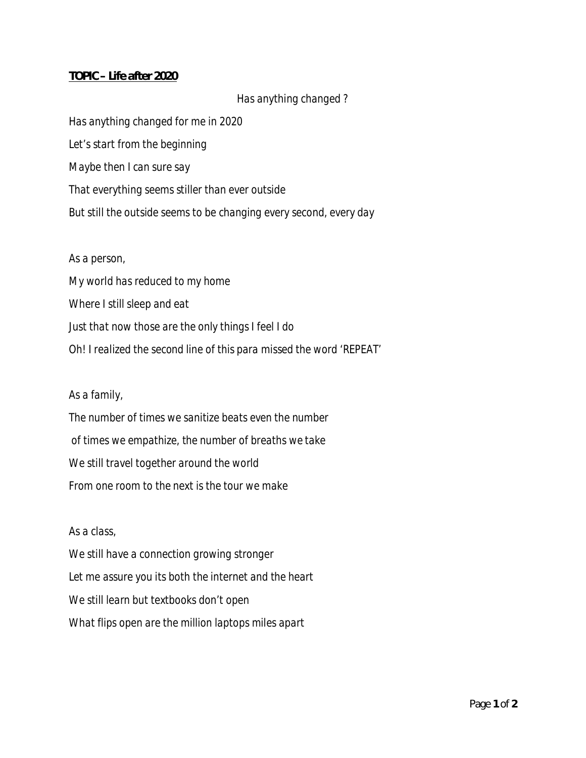**TOPIC – Life after 2020**

Has anything changed ?

Has anything changed for me in 2020
Let's start from the beginning
Maybe then I can sure say
That everything seems stiller than ever outside
But still the outside seems to be changing every second, every day

As a person,
My world has reduced to my home
Where I still sleep and eat
Just that now those are the only things I feel I do
Oh! I realized the second line of this para missed the word 'REPEAT'

As a family,
The number of times we sanitize beats even the number
of times we empathize, the number of breaths we take
We still travel together around the world
From one room to the next is the tour we make

As a class,
We still have a connection growing stronger
Let me assure you its both the internet and the heart
We still learn but textbooks don't open
What flips open are the million laptops miles apart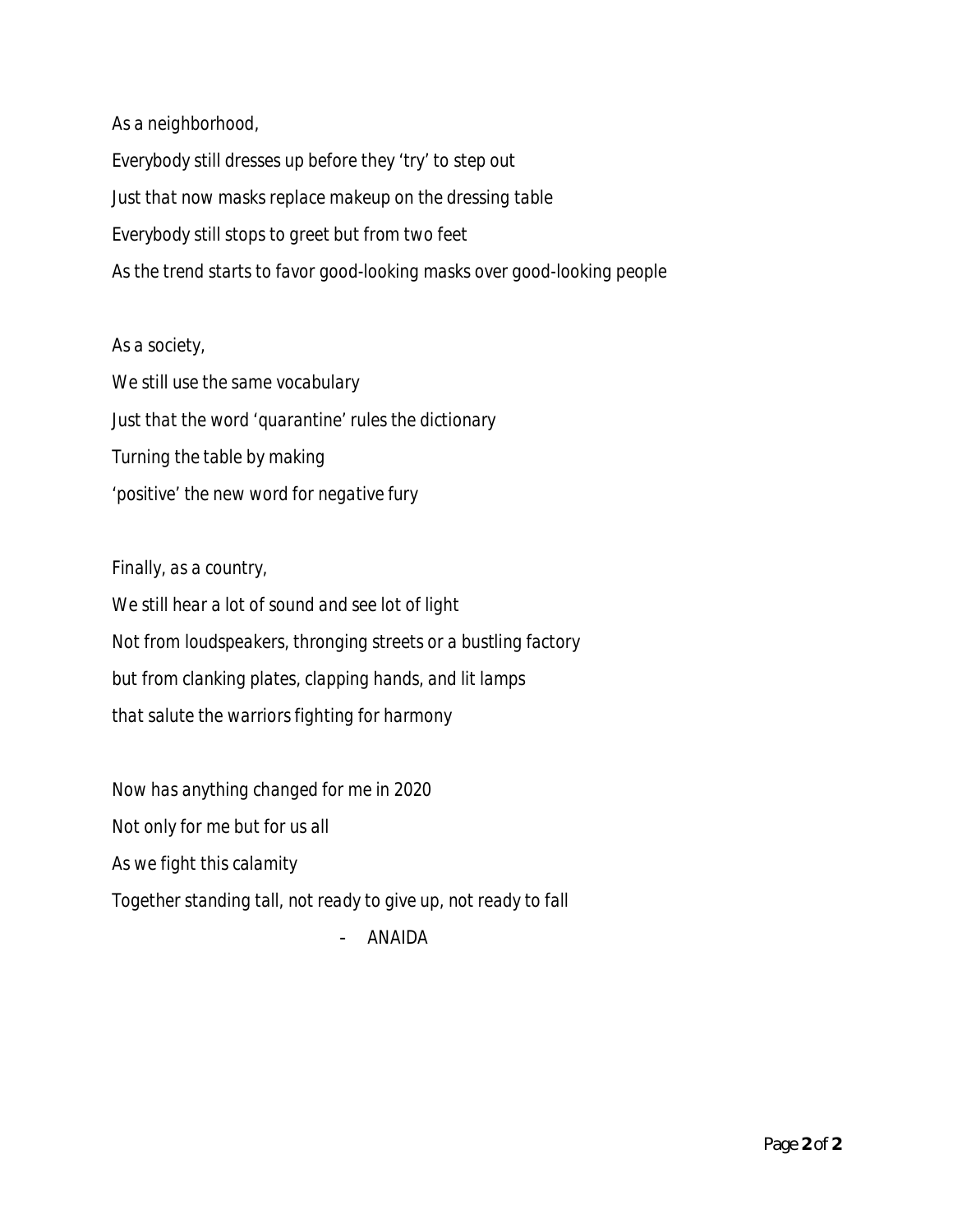As a neighborhood,

Everybody still dresses up before they 'try' to step out

Just that now masks replace makeup on the dressing table

Everybody still stops to greet but from two feet

As the trend starts to favor good-looking masks over good-looking people

As a society,

We still use the same vocabulary

Just that the word 'quarantine' rules the dictionary

Turning the table by making

'positive' the new word for negative fury

Finally, as a country,

We still hear a lot of sound and see lot of light

Not from loudspeakers, thronging streets or a bustling factory

but from clanking plates, clapping hands, and lit lamps

that salute the warriors fighting for harmony

Now has anything changed for me in 2020

Not only for me but for us all

As we fight this calamity

Together standing tall, not ready to give up, not ready to fall

\- ANAIDA